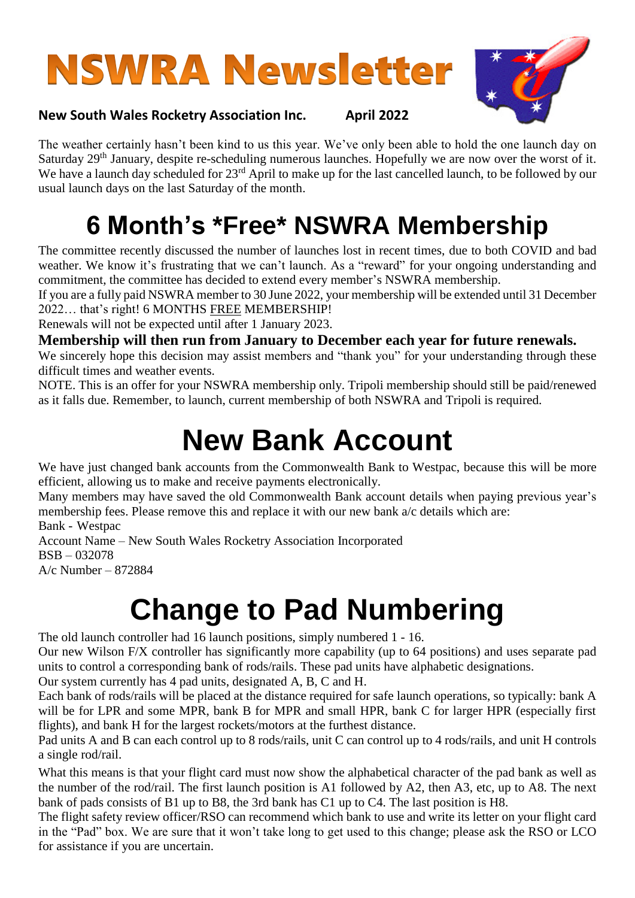# NSWRA Newsletter

**New South Wales Rocketry Association Inc.** **April 2022**

The weather certainly hasn't been kind to us this year. We've only been able to hold the one launch day on Saturday 29th January, despite re-scheduling numerous launches. Hopefully we are now over the worst of it. We have a launch day scheduled for 23rd April to make up for the last cancelled launch, to be followed by our usual launch days on the last Saturday of the month.

# 6 Month's *Free* NSWRA Membership

The committee recently discussed the number of launches lost in recent times, due to both COVID and bad weather. We know it's frustrating that we can't launch. As a "reward" for your ongoing understanding and commitment, the committee has decided to extend every member's NSWRA membership.

If you are a fully paid NSWRA member to 30 June 2022, your membership will be extended until 31 December 2022… that's right! 6 MONTHS FREE MEMBERSHIP!

Renewals will not be expected until after 1 January 2023.

**Membership will then run from January to December each year for future renewals.**

We sincerely hope this decision may assist members and "thank you" for your understanding through these difficult times and weather events.

NOTE. This is an offer for your NSWRA membership only. Tripoli membership should still be paid/renewed as it falls due. Remember, to launch, current membership of both NSWRA and Tripoli is required.

# New Bank Account

We have just changed bank accounts from the Commonwealth Bank to Westpac, because this will be more efficient, allowing us to make and receive payments electronically.

Many members may have saved the old Commonwealth Bank account details when paying previous year's membership fees. Please remove this and replace it with our new bank a/c details which are:

Bank - Westpac
Account Name – New South Wales Rocketry Association Incorporated
BSB – 032078
A/c Number – 872884

# Change to Pad Numbering

The old launch controller had 16 launch positions, simply numbered 1 - 16.

Our new Wilson F/X controller has significantly more capability (up to 64 positions) and uses separate pad units to control a corresponding bank of rods/rails. These pad units have alphabetic designations.

Our system currently has 4 pad units, designated A, B, C and H.

Each bank of rods/rails will be placed at the distance required for safe launch operations, so typically: bank A will be for LPR and some MPR, bank B for MPR and small HPR, bank C for larger HPR (especially first flights), and bank H for the largest rockets/motors at the furthest distance.

Pad units A and B can each control up to 8 rods/rails, unit C can control up to 4 rods/rails, and unit H controls a single rod/rail.

What this means is that your flight card must now show the alphabetical character of the pad bank as well as the number of the rod/rail. The first launch position is A1 followed by A2, then A3, etc, up to A8. The next bank of pads consists of B1 up to B8, the 3rd bank has C1 up to C4. The last position is H8.

The flight safety review officer/RSO can recommend which bank to use and write its letter on your flight card in the "Pad" box. We are sure that it won't take long to get used to this change; please ask the RSO or LCO for assistance if you are uncertain.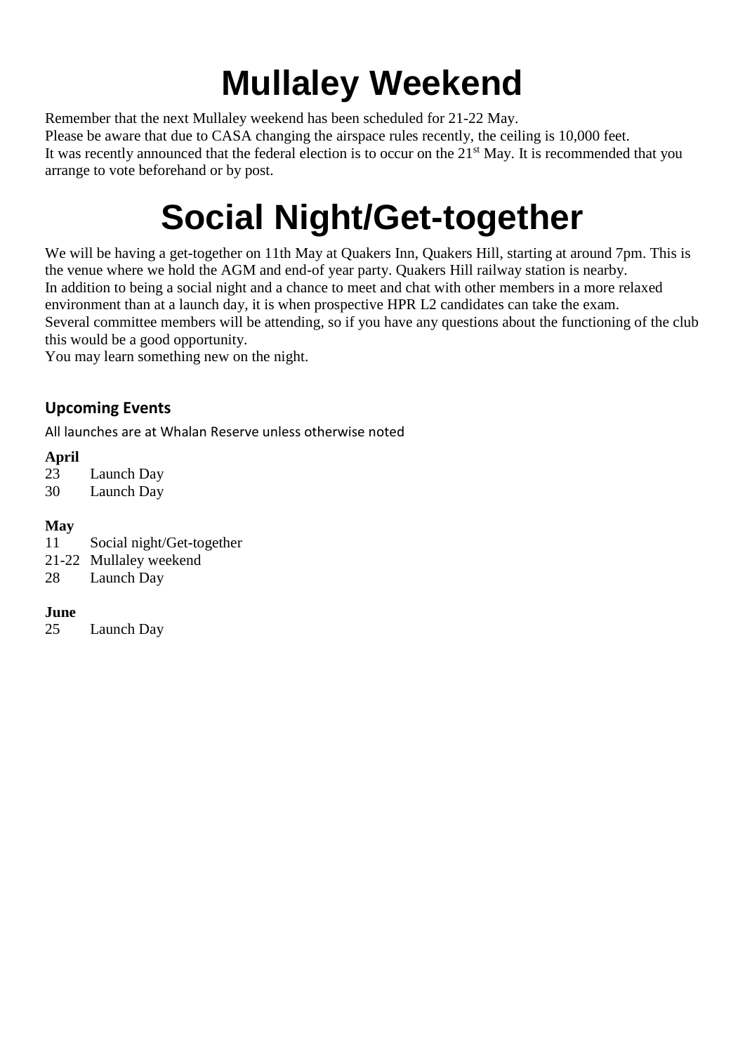# Mullaley Weekend

Remember that the next Mullaley weekend has been scheduled for 21-22 May.
Please be aware that due to CASA changing the airspace rules recently, the ceiling is 10,000 feet.
It was recently announced that the federal election is to occur on the 21st May. It is recommended that you arrange to vote beforehand or by post.

# Social Night/Get-together

We will be having a get-together on 11th May at Quakers Inn, Quakers Hill, starting at around 7pm. This is the venue where we hold the AGM and end-of year party. Quakers Hill railway station is nearby.
In addition to being a social night and a chance to meet and chat with other members in a more relaxed environment than at a launch day, it is when prospective HPR L2 candidates can take the exam.
Several committee members will be attending, so if you have any questions about the functioning of the club this would be a good opportunity.
You may learn something new on the night.

### Upcoming Events

All launches are at Whalan Reserve unless otherwise noted

**April**
23 Launch Day
30 Launch Day

**May**
11 Social night/Get-together
21-22 Mullaley weekend
28 Launch Day

**June**
25 Launch Day